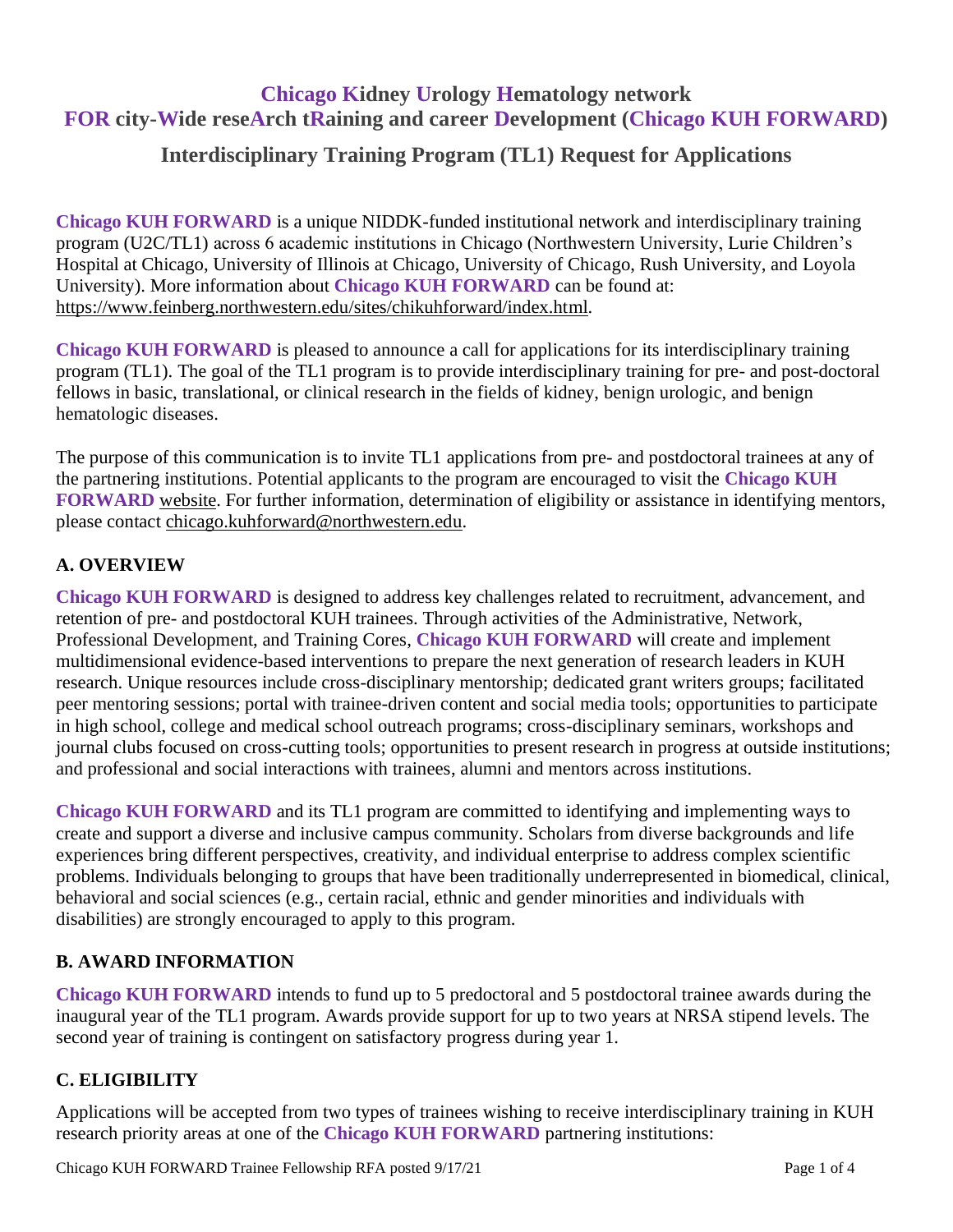# Chicago Kidney Urology Hematology network FOR city-Wide reseArch tRaining and career Development (Chicago KUH FORWARD)

## Interdisciplinary Training Program (TL1) Request for Applications

**Chicago KUH FORWARD** is a unique NIDDK-funded institutional network and interdisciplinary training program (U2C/TL1) across 6 academic institutions in Chicago (Northwestern University, Lurie Children's Hospital at Chicago, University of Illinois at Chicago, University of Chicago, Rush University, and Loyola University). More information about **Chicago KUH FORWARD** can be found at: https://www.feinberg.northwestern.edu/sites/chikuhforward/index.html.

**Chicago KUH FORWARD** is pleased to announce a call for applications for its interdisciplinary training program (TL1). The goal of the TL1 program is to provide interdisciplinary training for pre- and post-doctoral fellows in basic, translational, or clinical research in the fields of kidney, benign urologic, and benign hematologic diseases.

The purpose of this communication is to invite TL1 applications from pre- and postdoctoral trainees at any of the partnering institutions. Potential applicants to the program are encouraged to visit the **Chicago KUH FORWARD** website. For further information, determination of eligibility or assistance in identifying mentors, please contact chicago.kuhforward@northwestern.edu.

### A. OVERVIEW

**Chicago KUH FORWARD** is designed to address key challenges related to recruitment, advancement, and retention of pre- and postdoctoral KUH trainees. Through activities of the Administrative, Network, Professional Development, and Training Cores, **Chicago KUH FORWARD** will create and implement multidimensional evidence-based interventions to prepare the next generation of research leaders in KUH research. Unique resources include cross-disciplinary mentorship; dedicated grant writers groups; facilitated peer mentoring sessions; portal with trainee-driven content and social media tools; opportunities to participate in high school, college and medical school outreach programs; cross-disciplinary seminars, workshops and journal clubs focused on cross-cutting tools; opportunities to present research in progress at outside institutions; and professional and social interactions with trainees, alumni and mentors across institutions.

**Chicago KUH FORWARD** and its TL1 program are committed to identifying and implementing ways to create and support a diverse and inclusive campus community. Scholars from diverse backgrounds and life experiences bring different perspectives, creativity, and individual enterprise to address complex scientific problems. Individuals belonging to groups that have been traditionally underrepresented in biomedical, clinical, behavioral and social sciences (e.g., certain racial, ethnic and gender minorities and individuals with disabilities) are strongly encouraged to apply to this program.

### B. AWARD INFORMATION

**Chicago KUH FORWARD** intends to fund up to 5 predoctoral and 5 postdoctoral trainee awards during the inaugural year of the TL1 program. Awards provide support for up to two years at NRSA stipend levels. The second year of training is contingent on satisfactory progress during year 1.

### C. ELIGIBILITY

Applications will be accepted from two types of trainees wishing to receive interdisciplinary training in KUH research priority areas at one of the **Chicago KUH FORWARD** partnering institutions: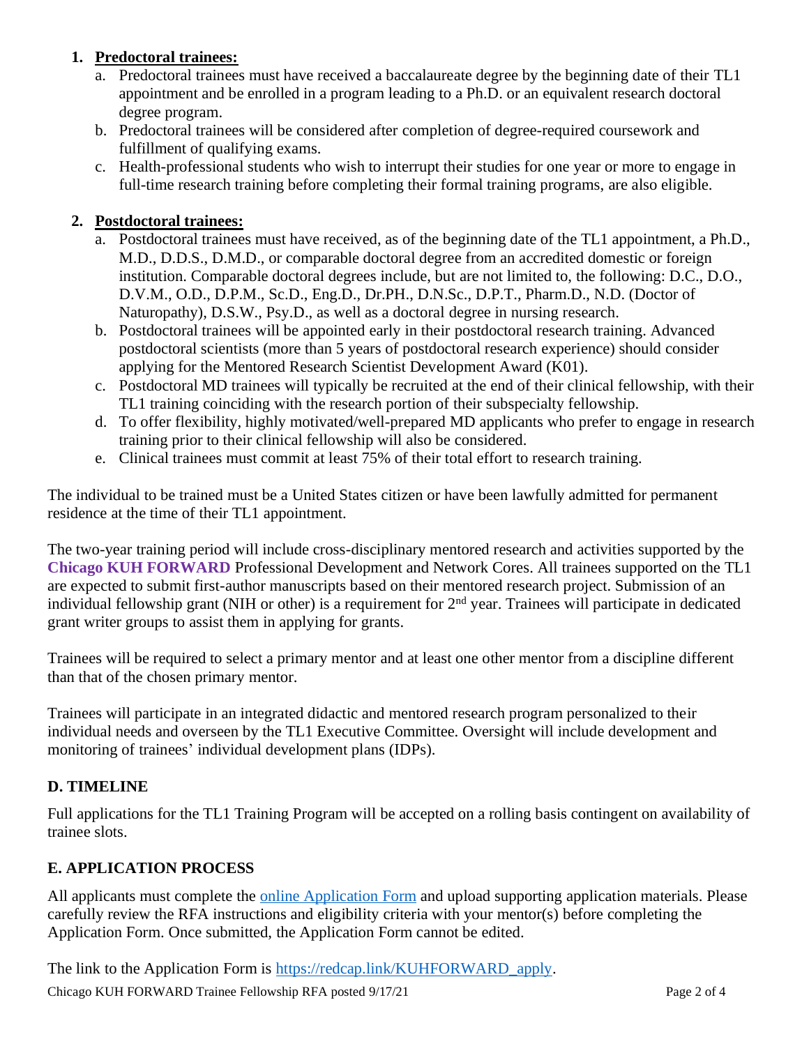1. **Predoctoral trainees:**
    a. Predoctoral trainees must have received a baccalaureate degree by the beginning date of their TL1 appointment and be enrolled in a program leading to a Ph.D. or an equivalent research doctoral degree program.
    b. Predoctoral trainees will be considered after completion of degree-required coursework and fulfillment of qualifying exams.
    c. Health-professional students who wish to interrupt their studies for one year or more to engage in full-time research training before completing their formal training programs, are also eligible.

2. **Postdoctoral trainees:**
    a. Postdoctoral trainees must have received, as of the beginning date of the TL1 appointment, a Ph.D., M.D., D.D.S., D.M.D., or comparable doctoral degree from an accredited domestic or foreign institution. Comparable doctoral degrees include, but are not limited to, the following: D.C., D.O., D.V.M., O.D., D.P.M., Sc.D., Eng.D., Dr.PH., D.N.Sc., D.P.T., Pharm.D., N.D. (Doctor of Naturopathy), D.S.W., Psy.D., as well as a doctoral degree in nursing research.
    b. Postdoctoral trainees will be appointed early in their postdoctoral research training. Advanced postdoctoral scientists (more than 5 years of postdoctoral research experience) should consider applying for the Mentored Research Scientist Development Award (K01).
    c. Postdoctoral MD trainees will typically be recruited at the end of their clinical fellowship, with their TL1 training coinciding with the research portion of their subspecialty fellowship.
    d. To offer flexibility, highly motivated/well-prepared MD applicants who prefer to engage in research training prior to their clinical fellowship will also be considered.
    e. Clinical trainees must commit at least 75% of their total effort to research training.

The individual to be trained must be a United States citizen or have been lawfully admitted for permanent residence at the time of their TL1 appointment.

The two-year training period will include cross-disciplinary mentored research and activities supported by the **Chicago KUH FORWARD** Professional Development and Network Cores. All trainees supported on the TL1 are expected to submit first-author manuscripts based on their mentored research project. Submission of an individual fellowship grant (NIH or other) is a requirement for 2nd year. Trainees will participate in dedicated grant writer groups to assist them in applying for grants.

Trainees will be required to select a primary mentor and at least one other mentor from a discipline different than that of the chosen primary mentor.

Trainees will participate in an integrated didactic and mentored research program personalized to their individual needs and overseen by the TL1 Executive Committee. Oversight will include development and monitoring of trainees' individual development plans (IDPs).

## D. TIMELINE

Full applications for the TL1 Training Program will be accepted on a rolling basis contingent on availability of trainee slots.

## E. APPLICATION PROCESS

All applicants must complete the [online Application Form](https://redcap.link/KUHFORWARD_apply) and upload supporting application materials. Please carefully review the RFA instructions and eligibility criteria with your mentor(s) before completing the Application Form. Once submitted, the Application Form cannot be edited.

The link to the Application Form is [https://redcap.link/KUHFORWARD_apply](https://redcap.link/KUHFORWARD_apply).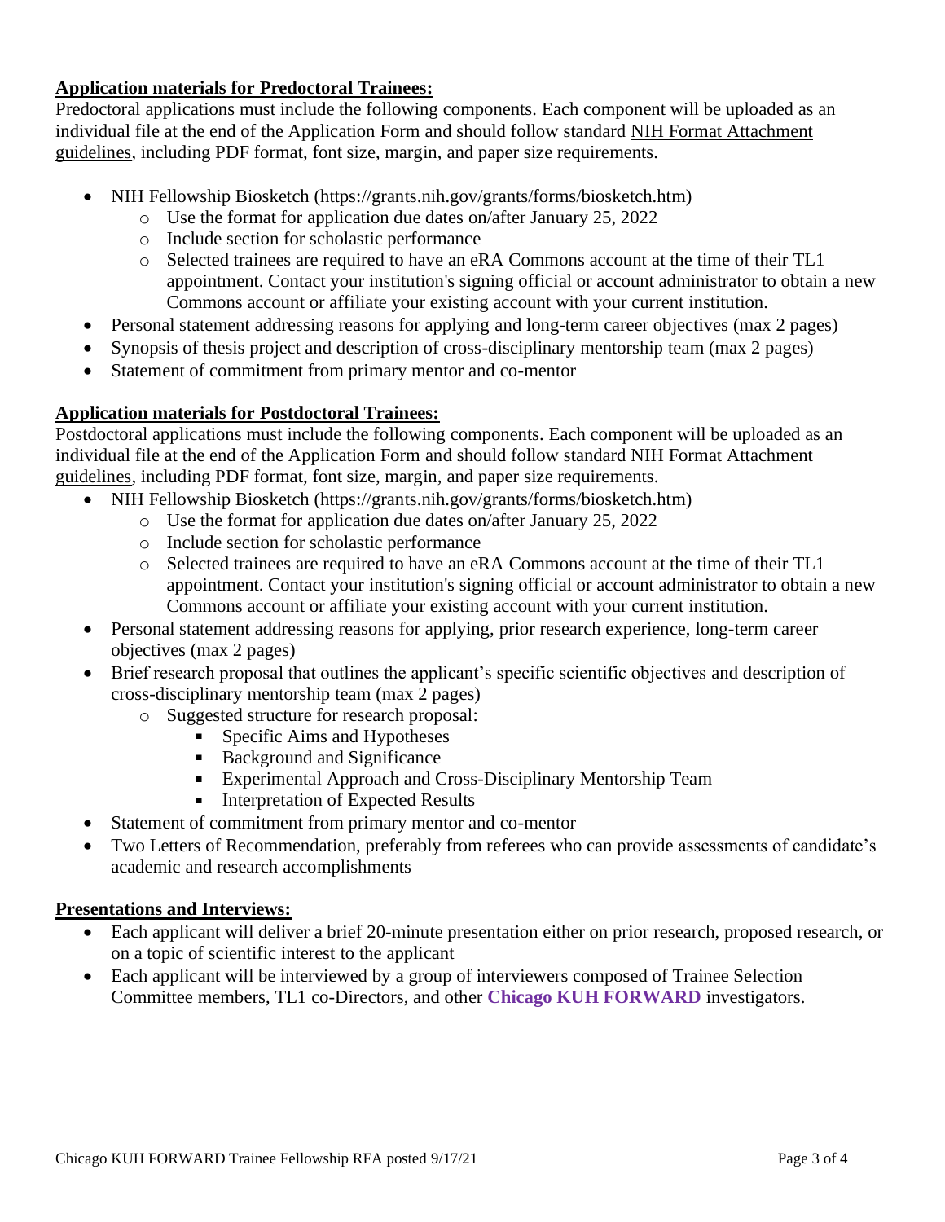**Application materials for Predoctoral Trainees:**

Predoctoral applications must include the following components. Each component will be uploaded as an individual file at the end of the Application Form and should follow standard NIH Format Attachment guidelines, including PDF format, font size, margin, and paper size requirements.

- NIH Fellowship Biosketch (https://grants.nih.gov/grants/forms/biosketch.htm)
    - Use the format for application due dates on/after January 25, 2022
    - Include section for scholastic performance
    - Selected trainees are required to have an eRA Commons account at the time of their TL1 appointment. Contact your institution's signing official or account administrator to obtain a new Commons account or affiliate your existing account with your current institution.
- Personal statement addressing reasons for applying and long-term career objectives (max 2 pages)
- Synopsis of thesis project and description of cross-disciplinary mentorship team (max 2 pages)
- Statement of commitment from primary mentor and co-mentor

**Application materials for Postdoctoral Trainees:**

Postdoctoral applications must include the following components. Each component will be uploaded as an individual file at the end of the Application Form and should follow standard NIH Format Attachment guidelines, including PDF format, font size, margin, and paper size requirements.

- NIH Fellowship Biosketch (https://grants.nih.gov/grants/forms/biosketch.htm)
    - Use the format for application due dates on/after January 25, 2022
    - Include section for scholastic performance
    - Selected trainees are required to have an eRA Commons account at the time of their TL1 appointment. Contact your institution's signing official or account administrator to obtain a new Commons account or affiliate your existing account with your current institution.
- Personal statement addressing reasons for applying, prior research experience, long-term career objectives (max 2 pages)
- Brief research proposal that outlines the applicant's specific scientific objectives and description of cross-disciplinary mentorship team (max 2 pages)
    - Suggested structure for research proposal:
        - Specific Aims and Hypotheses
        - Background and Significance
        - Experimental Approach and Cross-Disciplinary Mentorship Team
        - Interpretation of Expected Results
- Statement of commitment from primary mentor and co-mentor
- Two Letters of Recommendation, preferably from referees who can provide assessments of candidate's academic and research accomplishments

**Presentations and Interviews:**

- Each applicant will deliver a brief 20-minute presentation either on prior research, proposed research, or on a topic of scientific interest to the applicant
- Each applicant will be interviewed by a group of interviewers composed of Trainee Selection Committee members, TL1 co-Directors, and other **Chicago KUH FORWARD** investigators.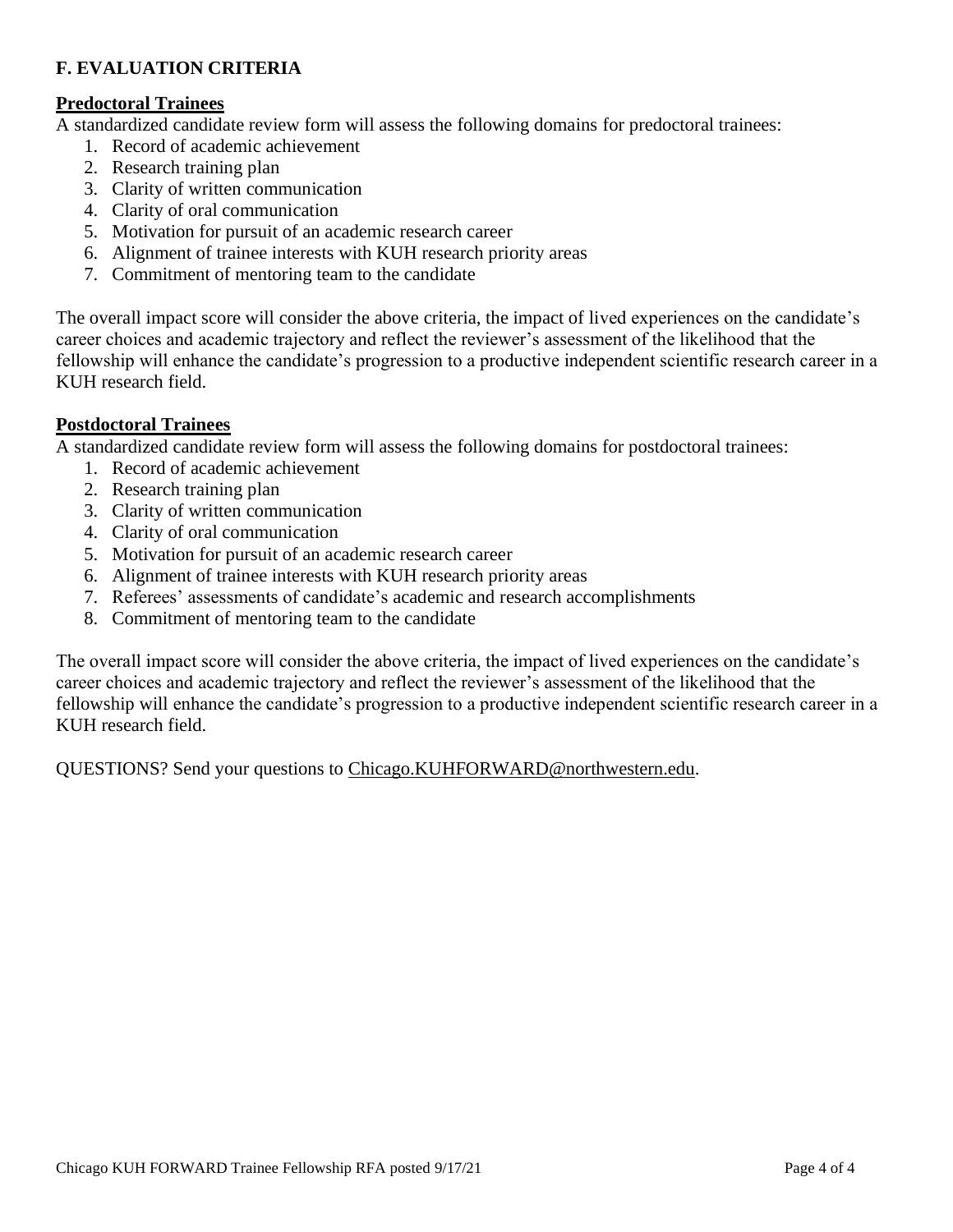## F. EVALUATION CRITERIA

**Predoctoral Trainees**

A standardized candidate review form will assess the following domains for predoctoral trainees:

1. Record of academic achievement
2. Research training plan
3. Clarity of written communication
4. Clarity of oral communication
5. Motivation for pursuit of an academic research career
6. Alignment of trainee interests with KUH research priority areas
7. Commitment of mentoring team to the candidate

The overall impact score will consider the above criteria, the impact of lived experiences on the candidate's career choices and academic trajectory and reflect the reviewer's assessment of the likelihood that the fellowship will enhance the candidate's progression to a productive independent scientific research career in a KUH research field.

**Postdoctoral Trainees**

A standardized candidate review form will assess the following domains for postdoctoral trainees:

1. Record of academic achievement
2. Research training plan
3. Clarity of written communication
4. Clarity of oral communication
5. Motivation for pursuit of an academic research career
6. Alignment of trainee interests with KUH research priority areas
7. Referees' assessments of candidate's academic and research accomplishments
8. Commitment of mentoring team to the candidate

The overall impact score will consider the above criteria, the impact of lived experiences on the candidate's career choices and academic trajectory and reflect the reviewer's assessment of the likelihood that the fellowship will enhance the candidate's progression to a productive independent scientific research career in a KUH research field.

QUESTIONS? Send your questions to Chicago.KUHFORWARD@northwestern.edu.